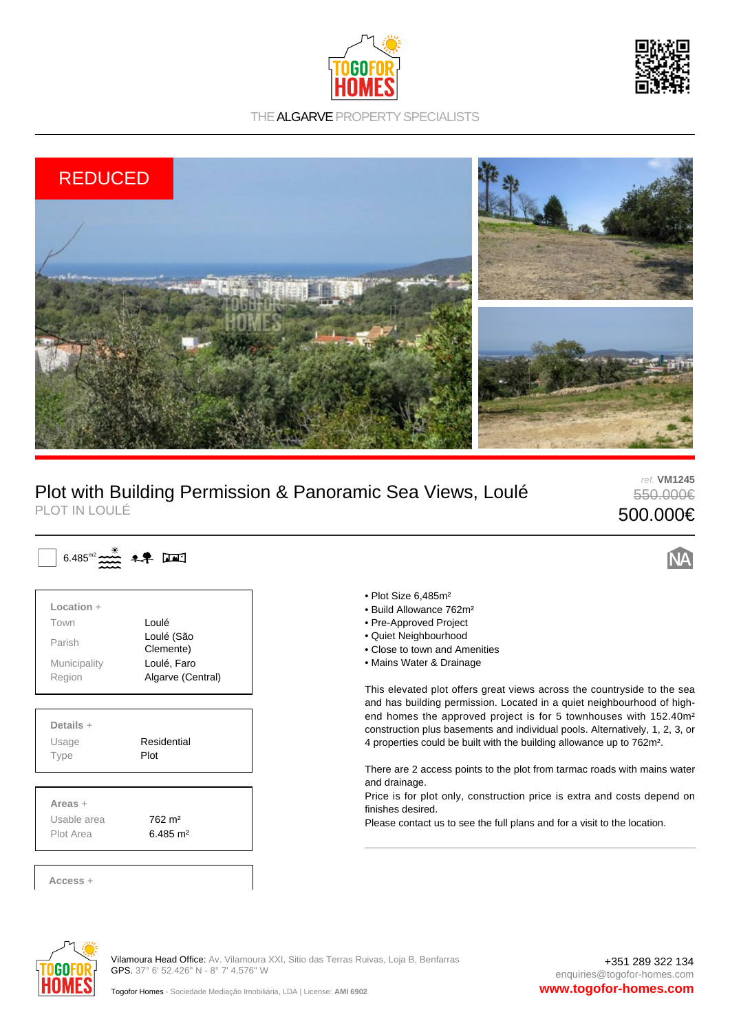THE ALGARVE PROPERTY SPECIALISTS

REDUCED

# Plot with Building Permission & Panoramic Sea Views, Loulé

PLOT IN LOULÉ

ref. **VM1245**

~~550.000€~~

500.000€

6.485m²

NA

**Location +**

| | |
|---|---|
| Town | Loulé |
| Parish | Loulé (São Clemente) |
| Municipality | Loulé, Faro |
| Region | Algarve (Central) |

**Details +**

| | |
|---|---|
| Usage | Residential |
| Type | Plot |

**Areas +**

| | |
|---|---|
| Usable area | 762 m² |
| Plot Area | 6.485 m² |

**Access +**

- Plot Size 6,485m²
- Build Allowance 762m²
- Pre-Approved Project
- Quiet Neighbourhood
- Close to town and Amenities
- Mains Water & Drainage

This elevated plot offers great views across the countryside to the sea and has building permission. Located in a quiet neighbourhood of high-end homes the approved project is for 5 townhouses with 152.40m² construction plus basements and individual pools. Alternatively, 1, 2, 3, or 4 properties could be built with the building allowance up to 762m².

There are 2 access points to the plot from tarmac roads with mains water and drainage.
Price is for plot only, construction price is extra and costs depend on finishes desired.
Please contact us to see the full plans and for a visit to the location.

Vilamoura Head Office: Av. Vilamoura XXI, Sitio das Terras Ruivas, Loja B, Benfarras
GPS. 37° 6' 52.426" N - 8° 7' 4.576" W

Togofor Homes - Sociedade Mediação Imobiliária, LDA | License: AMI 6902

+351 289 322 134
enquiries@togofor-homes.com
www.togofor-homes.com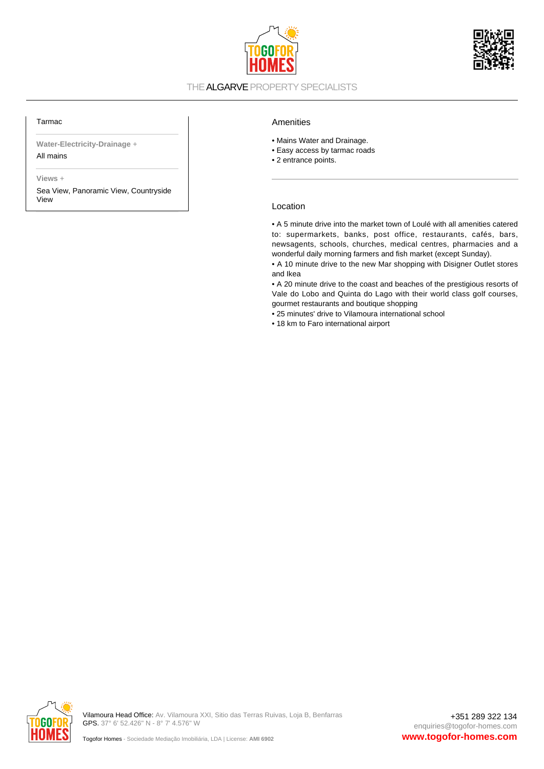Tarmac

**Water-Electricity-Drainage +**

All mains

**Views +**

Sea View, Panoramic View, Countryside View

## Amenities

• Mains Water and Drainage.
• Easy access by tarmac roads
• 2 entrance points.

## Location

• A 5 minute drive into the market town of Loulé with all amenities catered to: supermarkets, banks, post office, restaurants, cafés, bars, newsagents, schools, churches, medical centres, pharmacies and a wonderful daily morning farmers and fish market (except Sunday).
• A 10 minute drive to the new Mar shopping with Disigner Outlet stores and Ikea
• A 20 minute drive to the coast and beaches of the prestigious resorts of Vale do Lobo and Quinta do Lago with their world class golf courses, gourmet restaurants and boutique shopping
• 25 minutes' drive to Vilamoura international school
• 18 km to Faro international airport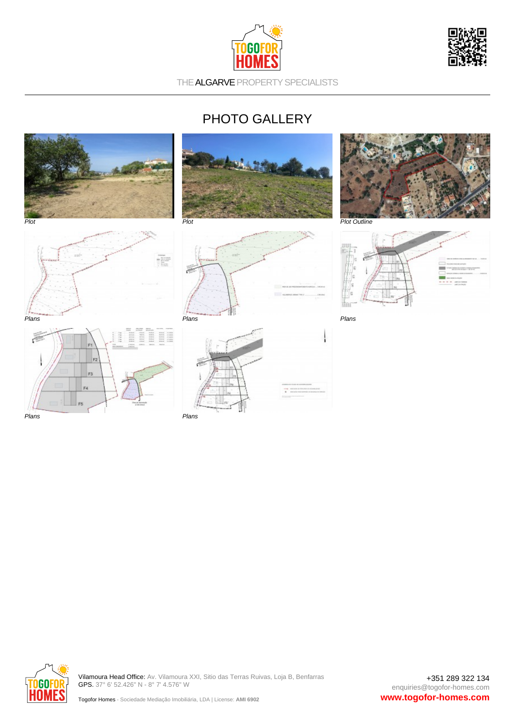THE ALGARVE PROPERTY SPECIALISTS

## PHOTO GALLERY

*Plot*

*Plot*

*Plot Outline*

*Plans*

*Plans*

*Plans*

*Plans*

*Plans*

Vilamoura Head Office: Av. Vilamoura XXI, Sitio das Terras Ruivas, Loja B, Benfarras
GPS. 37° 6' 52.426" N - 8° 7' 4.576" W

Togofor Homes - Sociedade Mediação Imobiliária, LDA | License: **AMI 6902**

+351 289 322 134
enquiries@togofor-homes.com
**www.togofor-homes.com**